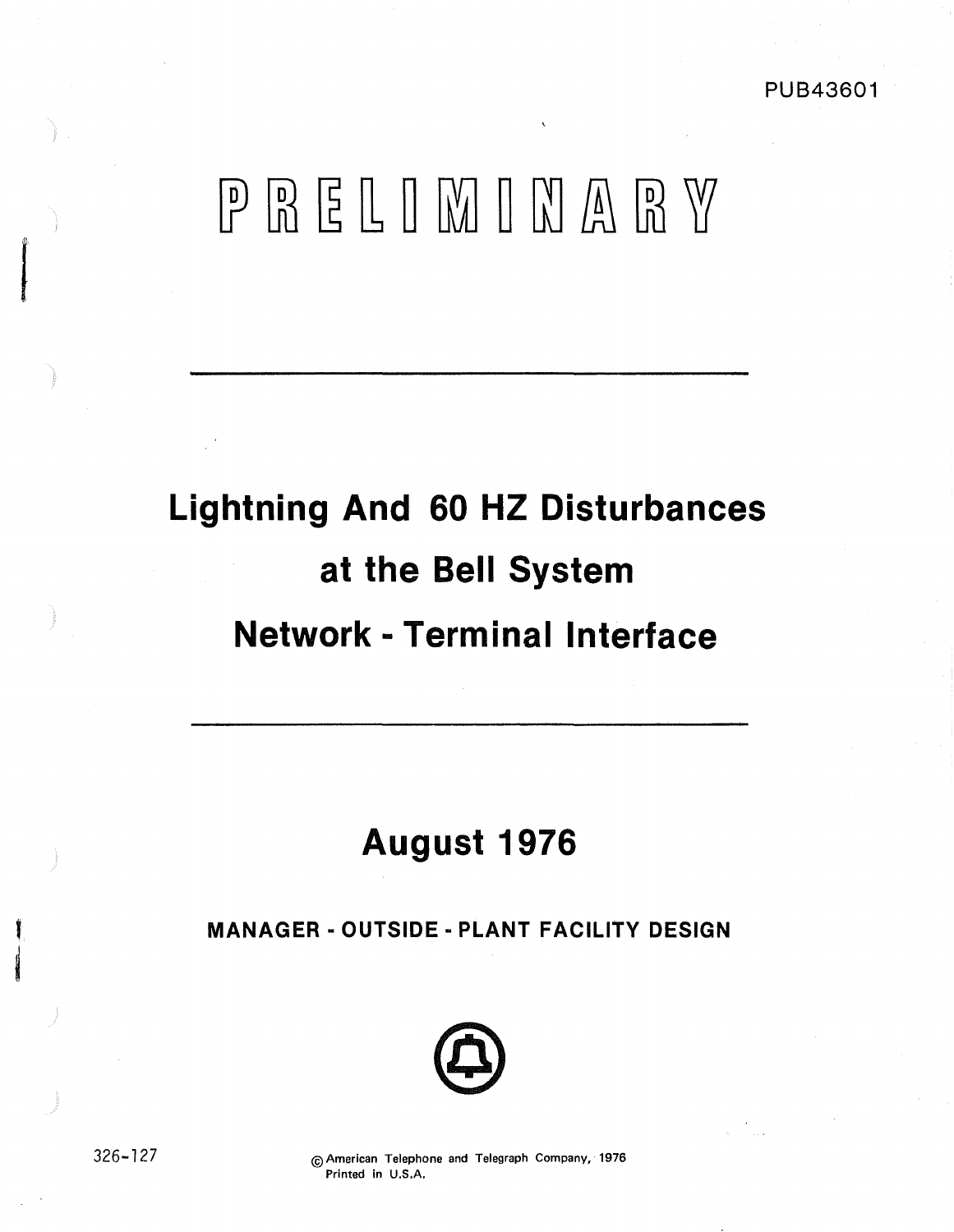PUB43601

# PRELIMINARY

# Lightning And 60 HZ Disturbances at the Bell System Network - Terminal Interface

## August 1976

**MANAGER - OUTSIDE - PLANT FACILITY DESIGN**

326-127

© American Telephone and Telegraph Company, 1976
Printed in U.S.A.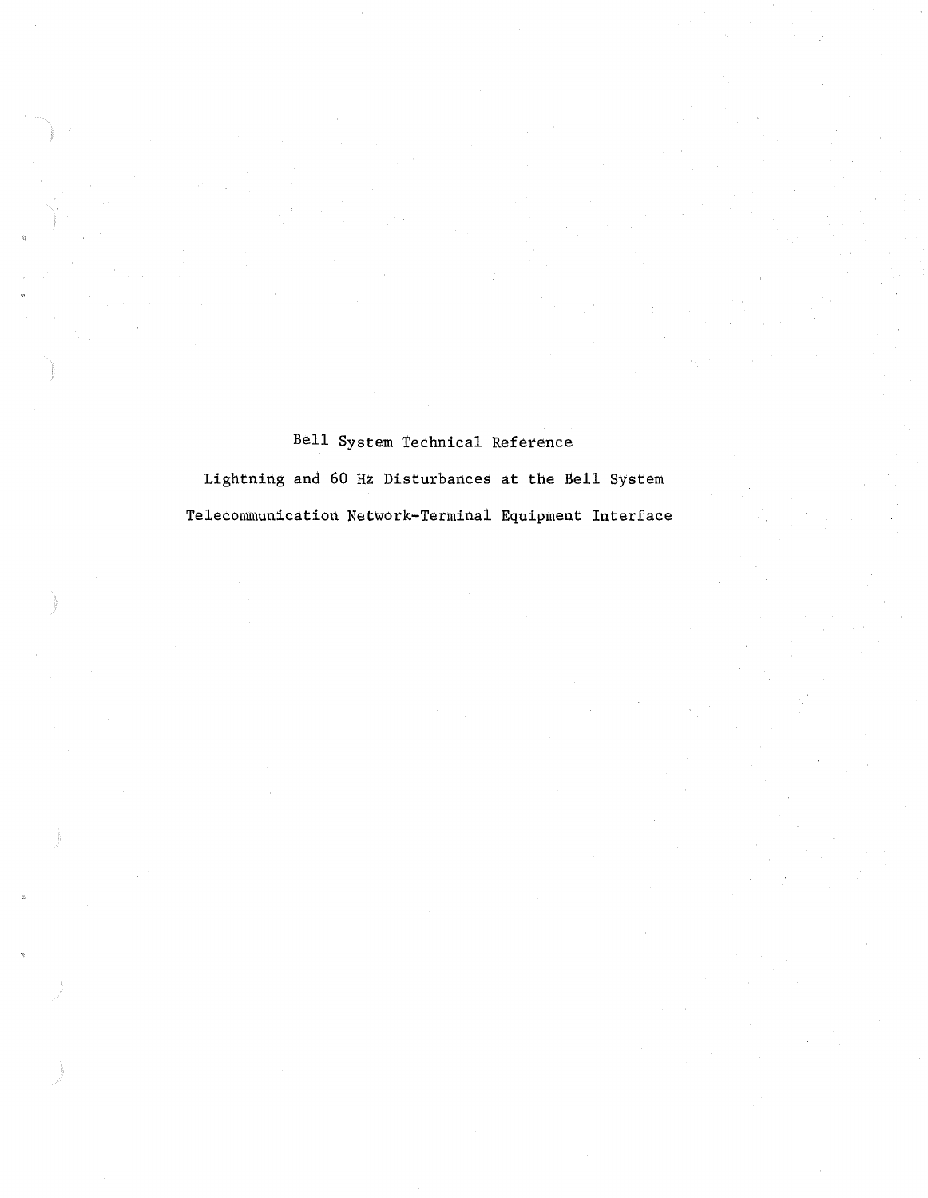# Bell System Technical Reference

## Lightning and 60 Hz Disturbances at the Bell System Telecommunication Network-Terminal Equipment Interface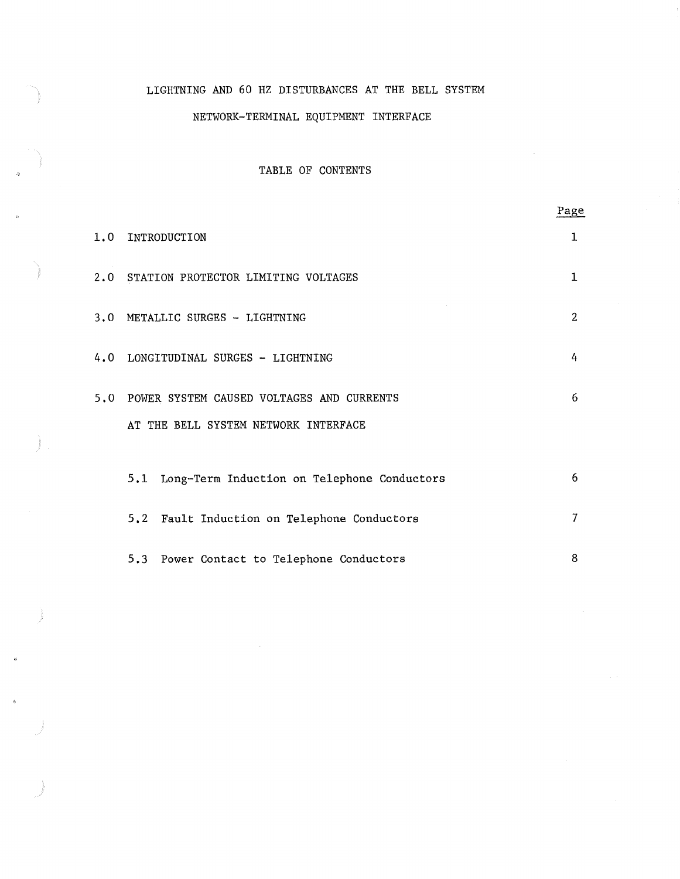# LIGHTNING AND 60 HZ DISTURBANCES AT THE BELL SYSTEM NETWORK-TERMINAL EQUIPMENT INTERFACE

## TABLE OF CONTENTS

| | | Page |
|---|---|---|
| 1.0 | INTRODUCTION | 1 |
| 2.0 | STATION PROTECTOR LIMITING VOLTAGES | 1 |
| 3.0 | METALLIC SURGES - LIGHTNING | 2 |
| 4.0 | LONGITUDINAL SURGES - LIGHTNING | 4 |
| 5.0 | POWER SYSTEM CAUSED VOLTAGES AND CURRENTS AT THE BELL SYSTEM NETWORK INTERFACE | 6 |
| | 5.1 Long-Term Induction on Telephone Conductors | 6 |
| | 5.2 Fault Induction on Telephone Conductors | 7 |
| | 5.3 Power Contact to Telephone Conductors | 8 |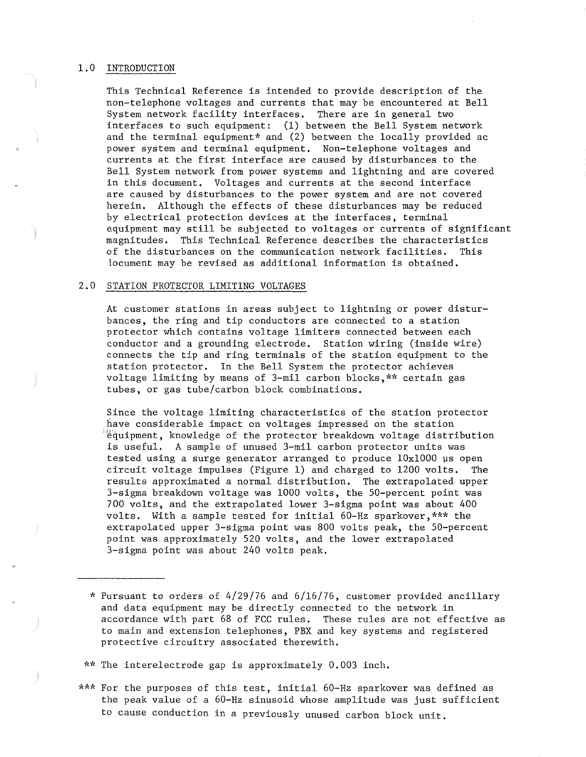## 1.0 INTRODUCTION

This Technical Reference is intended to provide description of the non-telephone voltages and currents that may be encountered at Bell System network facility interfaces. There are in general two interfaces to such equipment: (1) between the Bell System network and the terminal equipment* and (2) between the locally provided ac power system and terminal equipment. Non-telephone voltages and currents at the first interface are caused by disturbances to the Bell System network from power systems and lightning and are covered in this document. Voltages and currents at the second interface are caused by disturbances to the power system and are not covered herein. Although the effects of these disturbances may be reduced by electrical protection devices at the interfaces, terminal equipment may still be subjected to voltages or currents of significant magnitudes. This Technical Reference describes the characteristics of the disturbances on the communication network facilities. This document may be revised as additional information is obtained.

## 2.0 STATION PROTECTOR LIMITING VOLTAGES

At customer stations in areas subject to lightning or power disturbances, the ring and tip conductors are connected to a station protector which contains voltage limiters connected between each conductor and a grounding electrode. Station wiring (inside wire) connects the tip and ring terminals of the station equipment to the station protector. In the Bell System the protector achieves voltage limiting by means of 3-mil carbon blocks,** certain gas tubes, or gas tube/carbon block combinations.

Since the voltage limiting characteristics of the station protector have considerable impact on voltages impressed on the station equipment, knowledge of the protector breakdown voltage distribution is useful. A sample of unused 3-mil carbon protector units was tested using a surge generator arranged to produce 10x1000 μs open circuit voltage impulses (Figure 1) and charged to 1200 volts. The results approximated a normal distribution. The extrapolated upper 3-sigma breakdown voltage was 1000 volts, the 50-percent point was 700 volts, and the extrapolated lower 3-sigma point was about 400 volts. With a sample tested for initial 60-Hz sparkover,*** the extrapolated upper 3-sigma point was 800 volts peak, the 50-percent point was approximately 520 volts, and the lower extrapolated 3-sigma point was about 240 volts peak.

---

\* Pursuant to orders of 4/29/76 and 6/16/76, customer provided ancillary and data equipment may be directly connected to the network in accordance with part 68 of FCC rules. These rules are not effective as to main and extension telephones, PBX and key systems and registered protective circuitry associated therewith.

\** The interelectrode gap is approximately 0.003 inch.

\*** For the purposes of this test, initial 60-Hz sparkover was defined as the peak value of a 60-Hz sinusoid whose amplitude was just sufficient to cause conduction in a previously unused carbon block unit.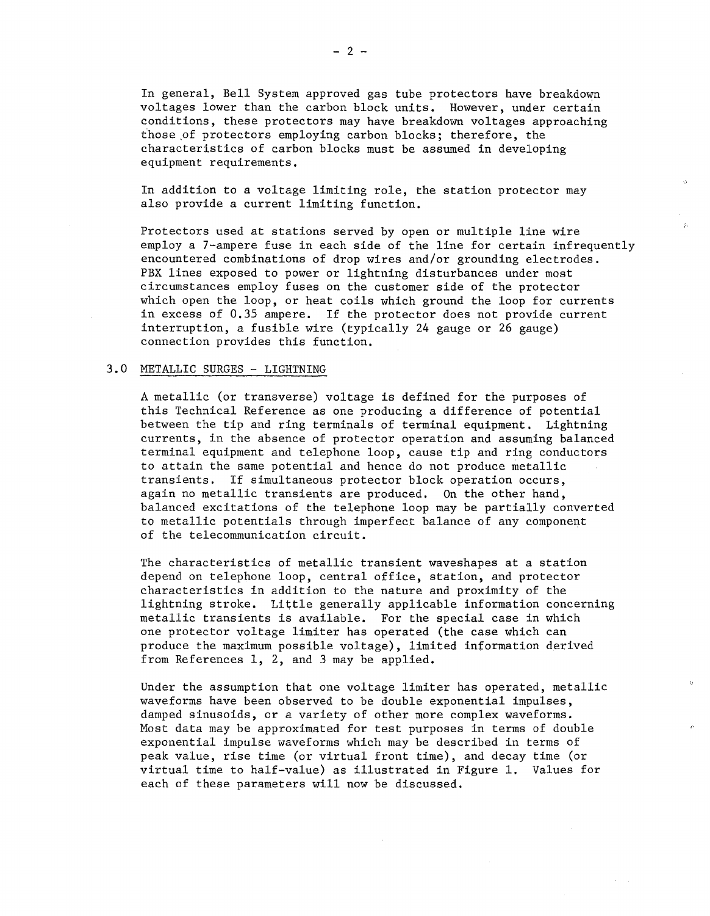In general, Bell System approved gas tube protectors have breakdown voltages lower than the carbon block units. However, under certain conditions, these protectors may have breakdown voltages approaching those of protectors employing carbon blocks; therefore, the characteristics of carbon blocks must be assumed in developing equipment requirements.

In addition to a voltage limiting role, the station protector may also provide a current limiting function.

Protectors used at stations served by open or multiple line wire employ a 7-ampere fuse in each side of the line for certain infrequently encountered combinations of drop wires and/or grounding electrodes. PBX lines exposed to power or lightning disturbances under most circumstances employ fuses on the customer side of the protector which open the loop, or heat coils which ground the loop for currents in excess of 0.35 ampere. If the protector does not provide current interruption, a fusible wire (typically 24 gauge or 26 gauge) connection provides this function.

## 3.0 METALLIC SURGES - LIGHTNING

A metallic (or transverse) voltage is defined for the purposes of this Technical Reference as one producing a difference of potential between the tip and ring terminals of terminal equipment. Lightning currents, in the absence of protector operation and assuming balanced terminal equipment and telephone loop, cause tip and ring conductors to attain the same potential and hence do not produce metallic transients. If simultaneous protector block operation occurs, again no metallic transients are produced. On the other hand, balanced excitations of the telephone loop may be partially converted to metallic potentials through imperfect balance of any component of the telecommunication circuit.

The characteristics of metallic transient waveshapes at a station depend on telephone loop, central office, station, and protector characteristics in addition to the nature and proximity of the lightning stroke. Little generally applicable information concerning metallic transients is available. For the special case in which one protector voltage limiter has operated (the case which can produce the maximum possible voltage), limited information derived from References 1, 2, and 3 may be applied.

Under the assumption that one voltage limiter has operated, metallic waveforms have been observed to be double exponential impulses, damped sinusoids, or a variety of other more complex waveforms. Most data may be approximated for test purposes in terms of double exponential impulse waveforms which may be described in terms of peak value, rise time (or virtual front time), and decay time (or virtual time to half-value) as illustrated in Figure 1. Values for each of these parameters will now be discussed.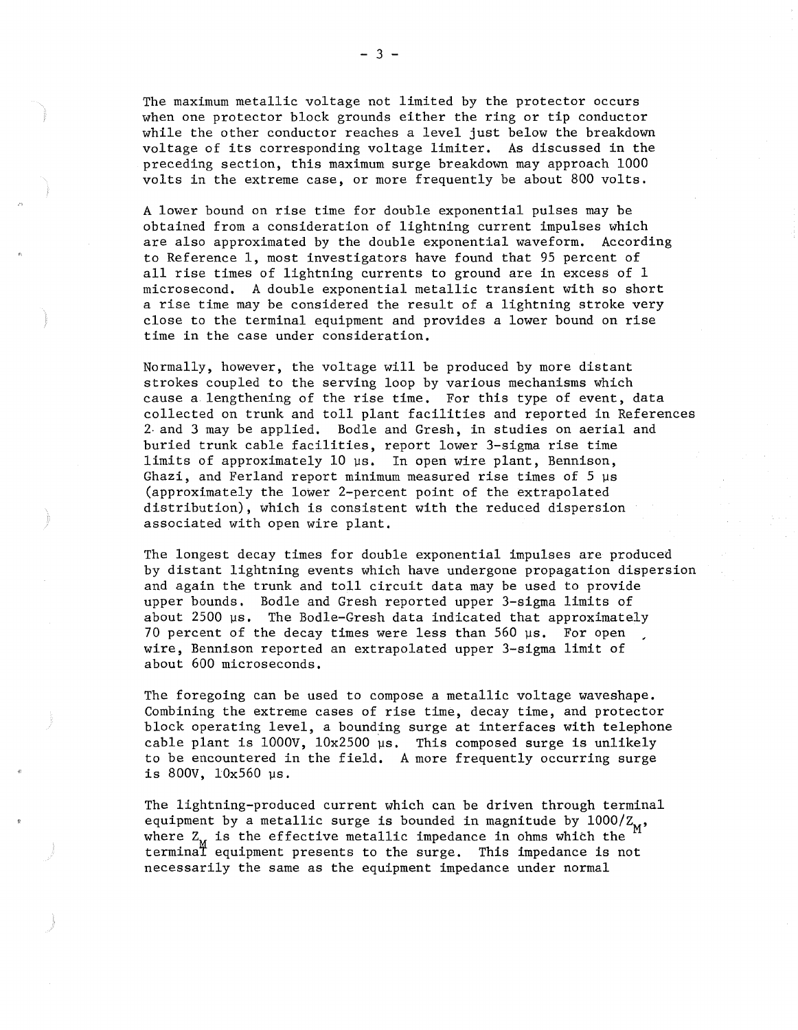The maximum metallic voltage not limited by the protector occurs when one protector block grounds either the ring or tip conductor while the other conductor reaches a level just below the breakdown voltage of its corresponding voltage limiter. As discussed in the preceding section, this maximum surge breakdown may approach 1000 volts in the extreme case, or more frequently be about 800 volts.

A lower bound on rise time for double exponential pulses may be obtained from a consideration of lightning current impulses which are also approximated by the double exponential waveform. According to Reference 1, most investigators have found that 95 percent of all rise times of lightning currents to ground are in excess of 1 microsecond. A double exponential metallic transient with so short a rise time may be considered the result of a lightning stroke very close to the terminal equipment and provides a lower bound on rise time in the case under consideration.

Normally, however, the voltage will be produced by more distant strokes coupled to the serving loop by various mechanisms which cause a lengthening of the rise time. For this type of event, data collected on trunk and toll plant facilities and reported in References 2 and 3 may be applied. Bodle and Gresh, in studies on aerial and buried trunk cable facilities, report lower 3-sigma rise time limits of approximately 10 μs. In open wire plant, Bennison, Ghazi, and Ferland report minimum measured rise times of 5 μs (approximately the lower 2-percent point of the extrapolated distribution), which is consistent with the reduced dispersion associated with open wire plant.

The longest decay times for double exponential impulses are produced by distant lightning events which have undergone propagation dispersion and again the trunk and toll circuit data may be used to provide upper bounds. Bodle and Gresh reported upper 3-sigma limits of about 2500 μs. The Bodle-Gresh data indicated that approximately 70 percent of the decay times were less than 560 μs. For open wire, Bennison reported an extrapolated upper 3-sigma limit of about 600 microseconds.

The foregoing can be used to compose a metallic voltage waveshape. Combining the extreme cases of rise time, decay time, and protector block operating level, a bounding surge at interfaces with telephone cable plant is 1000V, 10x2500 μs. This composed surge is unlikely to be encountered in the field. A more frequently occurring surge is 800V, 10x560 μs.

The lightning-produced current which can be driven through terminal equipment by a metallic surge is bounded in magnitude by $1000/Z_M$, where $Z_M$ is the effective metallic impedance in ohms which the terminal equipment presents to the surge. This impedance is not necessarily the same as the equipment impedance under normal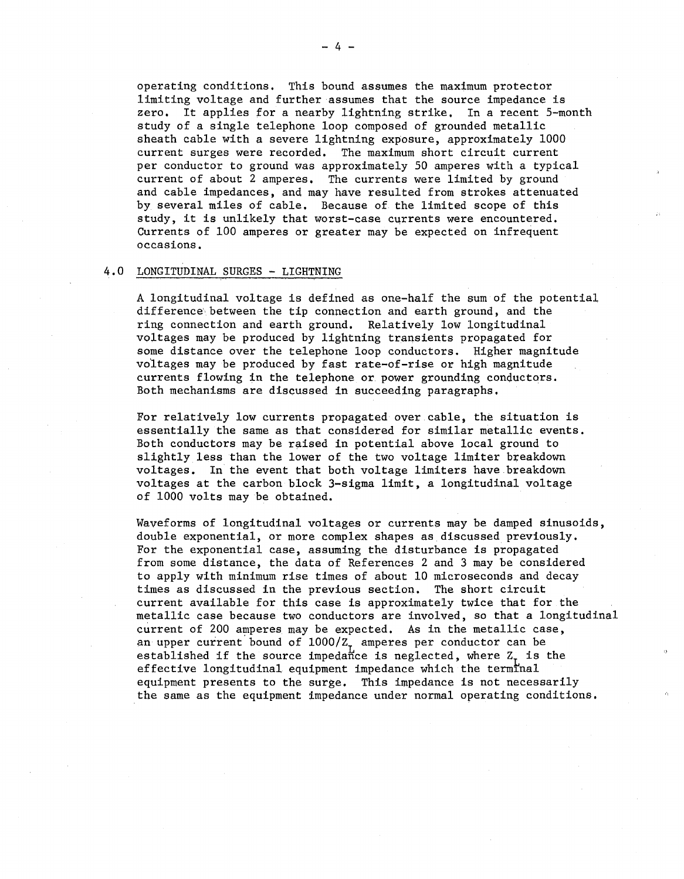operating conditions. This bound assumes the maximum protector limiting voltage and further assumes that the source impedance is zero. It applies for a nearby lightning strike. In a recent 5-month study of a single telephone loop composed of grounded metallic sheath cable with a severe lightning exposure, approximately 1000 current surges were recorded. The maximum short circuit current per conductor to ground was approximately 50 amperes with a typical current of about 2 amperes. The currents were limited by ground and cable impedances, and may have resulted from strokes attenuated by several miles of cable. Because of the limited scope of this study, it is unlikely that worst-case currents were encountered. Currents of 100 amperes or greater may be expected on infrequent occasions.

## 4.0 LONGITUDINAL SURGES - LIGHTNING

A longitudinal voltage is defined as one-half the sum of the potential difference between the tip connection and earth ground, and the ring connection and earth ground. Relatively low longitudinal voltages may be produced by lightning transients propagated for some distance over the telephone loop conductors. Higher magnitude voltages may be produced by fast rate-of-rise or high magnitude currents flowing in the telephone or power grounding conductors. Both mechanisms are discussed in succeeding paragraphs.

For relatively low currents propagated over cable, the situation is essentially the same as that considered for similar metallic events. Both conductors may be raised in potential above local ground to slightly less than the lower of the two voltage limiter breakdown voltages. In the event that both voltage limiters have breakdown voltages at the carbon block 3-sigma limit, a longitudinal voltage of 1000 volts may be obtained.

Waveforms of longitudinal voltages or currents may be damped sinusoids, double exponential, or more complex shapes as discussed previously. For the exponential case, assuming the disturbance is propagated from some distance, the data of References 2 and 3 may be considered to apply with minimum rise times of about 10 microseconds and decay times as discussed in the previous section. The short circuit current available for this case is approximately twice that for the metallic case because two conductors are involved, so that a longitudinal current of 200 amperes may be expected. As in the metallic case, an upper current bound of $1000/Z_L$ amperes per conductor can be established if the source impedance is neglected, where $Z_L$ is the effective longitudinal equipment impedance which the terminal equipment presents to the surge. This impedance is not necessarily the same as the equipment impedance under normal operating conditions.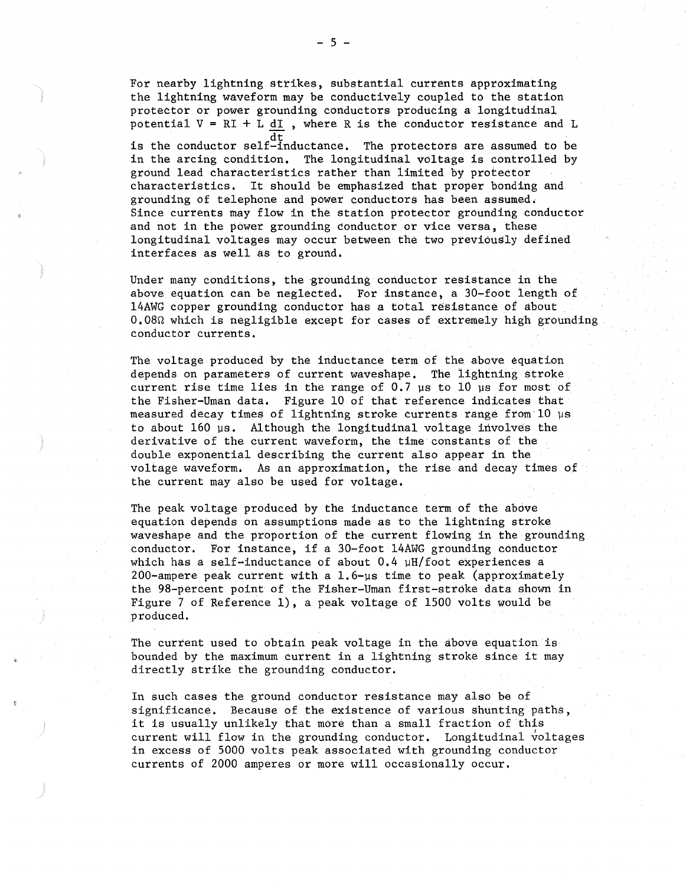For nearby lightning strikes, substantial currents approximating the lightning waveform may be conductively coupled to the station protector or power grounding conductors producing a longitudinal potential $V = RI + L\frac{dI}{dt}$, where R is the conductor resistance and L is the conductor self-inductance. The protectors are assumed to be in the arcing condition. The longitudinal voltage is controlled by ground lead characteristics rather than limited by protector characteristics. It should be emphasized that proper bonding and grounding of telephone and power conductors has been assumed. Since currents may flow in the station protector grounding conductor and not in the power grounding conductor or vice versa, these longitudinal voltages may occur between the two previously defined interfaces as well as to ground.

Under many conditions, the grounding conductor resistance in the above equation can be neglected. For instance, a 30-foot length of 14AWG copper grounding conductor has a total resistance of about 0.08Ω which is negligible except for cases of extremely high grounding conductor currents.

The voltage produced by the inductance term of the above equation depends on parameters of current waveshape. The lightning stroke current rise time lies in the range of 0.7 μs to 10 μs for most of the Fisher-Uman data. Figure 10 of that reference indicates that measured decay times of lightning stroke currents range from 10 μs to about 160 μs. Although the longitudinal voltage involves the derivative of the current waveform, the time constants of the double exponential describing the current also appear in the voltage waveform. As an approximation, the rise and decay times of the current may also be used for voltage.

The peak voltage produced by the inductance term of the above equation depends on assumptions made as to the lightning stroke waveshape and the proportion of the current flowing in the grounding conductor. For instance, if a 30-foot 14AWG grounding conductor which has a self-inductance of about 0.4 μH/foot experiences a 200-ampere peak current with a 1.6-μs time to peak (approximately the 98-percent point of the Fisher-Uman first-stroke data shown in Figure 7 of Reference 1), a peak voltage of 1500 volts would be produced.

The current used to obtain peak voltage in the above equation is bounded by the maximum current in a lightning stroke since it may directly strike the grounding conductor.

In such cases the ground conductor resistance may also be of significance. Because of the existence of various shunting paths, it is usually unlikely that more than a small fraction of this current will flow in the grounding conductor. Longitudinal voltages in excess of 5000 volts peak associated with grounding conductor currents of 2000 amperes or more will occasionally occur.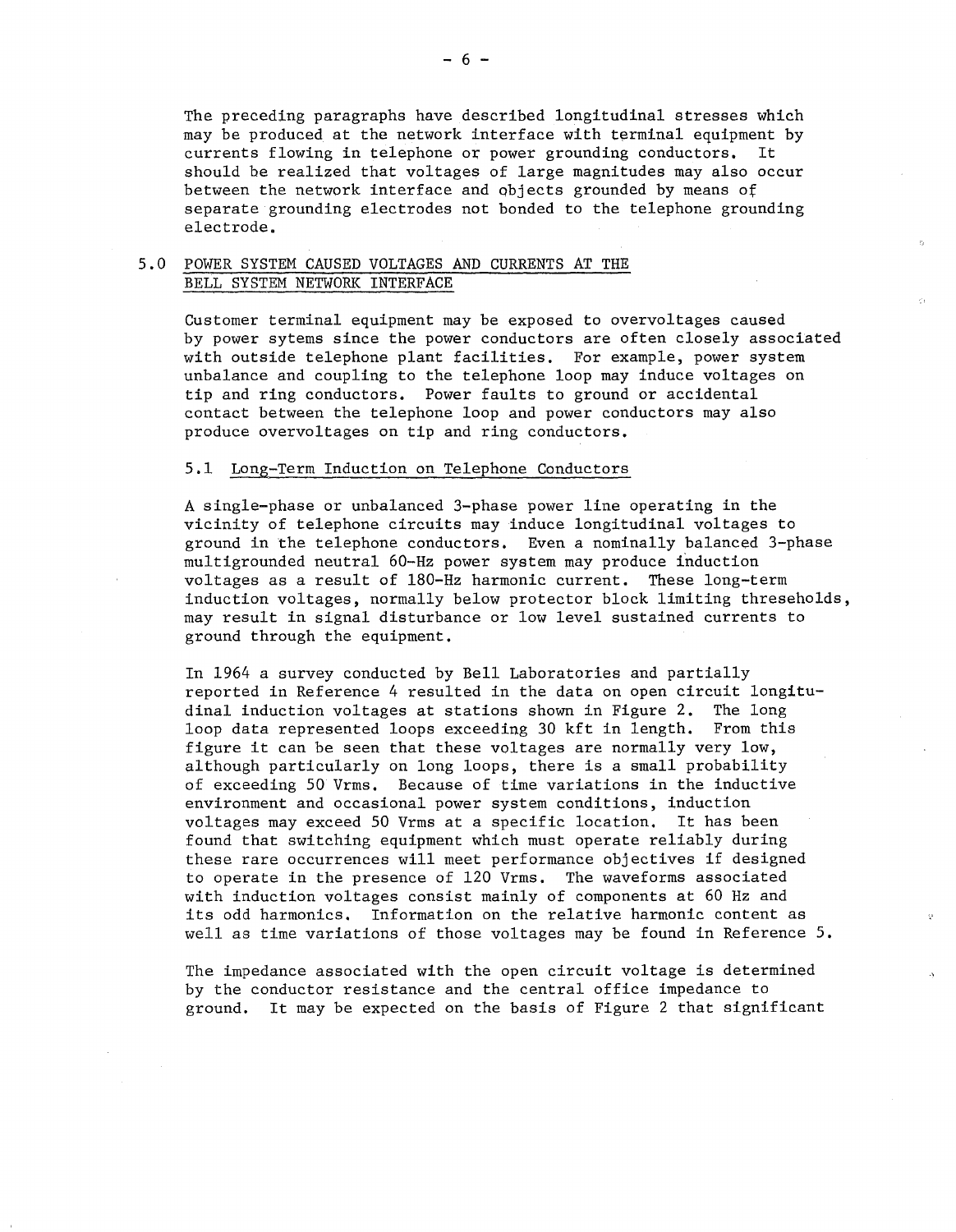The preceding paragraphs have described longitudinal stresses which may be produced at the network interface with terminal equipment by currents flowing in telephone or power grounding conductors. It should be realized that voltages of large magnitudes may also occur between the network interface and objects grounded by means of separate grounding electrodes not bonded to the telephone grounding electrode.

## 5.0 POWER SYSTEM CAUSED VOLTAGES AND CURRENTS AT THE BELL SYSTEM NETWORK INTERFACE

Customer terminal equipment may be exposed to overvoltages caused by power sytems since the power conductors are often closely associated with outside telephone plant facilities. For example, power system unbalance and coupling to the telephone loop may induce voltages on tip and ring conductors. Power faults to ground or accidental contact between the telephone loop and power conductors may also produce overvoltages on tip and ring conductors.

### 5.1 Long-Term Induction on Telephone Conductors

A single-phase or unbalanced 3-phase power line operating in the vicinity of telephone circuits may induce longitudinal voltages to ground in the telephone conductors. Even a nominally balanced 3-phase multigrounded neutral 60-Hz power system may produce induction voltages as a result of 180-Hz harmonic current. These long-term induction voltages, normally below protector block limiting thresehold s, may result in signal disturbance or low level sustained currents to ground through the equipment.

In 1964 a survey conducted by Bell Laboratories and partially reported in Reference 4 resulted in the data on open circuit longitudinal induction voltages at stations shown in Figure 2. The long loop data represented loops exceeding 30 kft in length. From this figure it can be seen that these voltages are normally very low, although particularly on long loops, there is a small probability of exceeding 50 Vrms. Because of time variations in the inductive environment and occasional power system conditions, induction voltages may exceed 50 Vrms at a specific location. It has been found that switching equipment which must operate reliably during these rare occurrences will meet performance objectives if designed to operate in the presence of 120 Vrms. The waveforms associated with induction voltages consist mainly of components at 60 Hz and its odd harmonics. Information on the relative harmonic content as well as time variations of those voltages may be found in Reference 5.

The impedance associated with the open circuit voltage is determined by the conductor resistance and the central office impedance to ground. It may be expected on the basis of Figure 2 that significant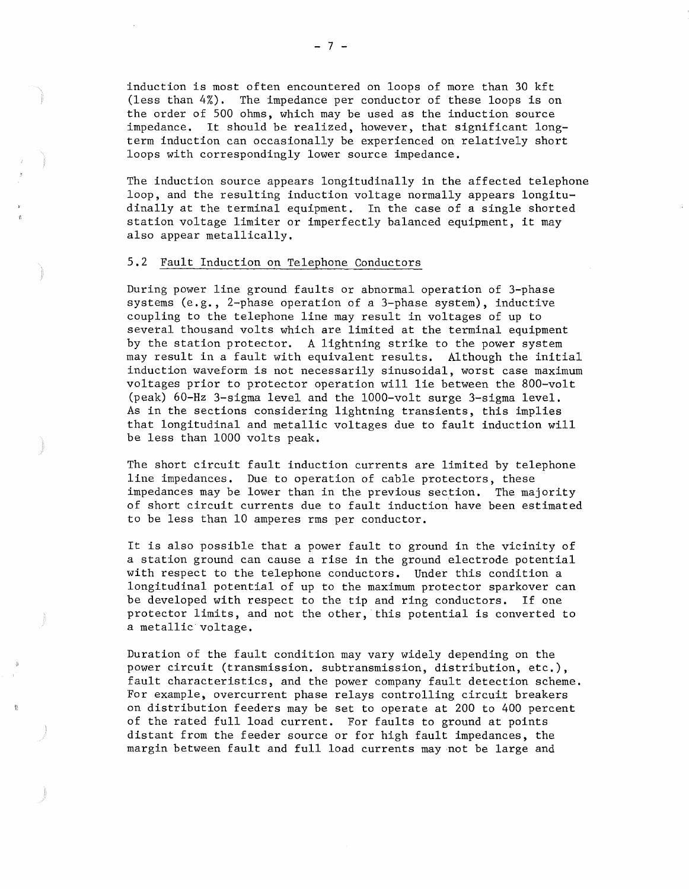induction is most often encountered on loops of more than 30 kft (less than 4%). The impedance per conductor of these loops is on the order of 500 ohms, which may be used as the induction source impedance. It should be realized, however, that significant long-term induction can occasionally be experienced on relatively short loops with correspondingly lower source impedance.

The induction source appears longitudinally in the affected telephone loop, and the resulting induction voltage normally appears longitudinally at the terminal equipment. In the case of a single shorted station voltage limiter or imperfectly balanced equipment, it may also appear metallically.

## 5.2 Fault Induction on Telephone Conductors

During power line ground faults or abnormal operation of 3-phase systems (e.g., 2-phase operation of a 3-phase system), inductive coupling to the telephone line may result in voltages of up to several thousand volts which are limited at the terminal equipment by the station protector. A lightning strike to the power system may result in a fault with equivalent results. Although the initial induction waveform is not necessarily sinusoidal, worst case maximum voltages prior to protector operation will lie between the 800-volt (peak) 60-Hz 3-sigma level and the 1000-volt surge 3-sigma level. As in the sections considering lightning transients, this implies that longitudinal and metallic voltages due to fault induction will be less than 1000 volts peak.

The short circuit fault induction currents are limited by telephone line impedances. Due to operation of cable protectors, these impedances may be lower than in the previous section. The majority of short circuit currents due to fault induction have been estimated to be less than 10 amperes rms per conductor.

It is also possible that a power fault to ground in the vicinity of a station ground can cause a rise in the ground electrode potential with respect to the telephone conductors. Under this condition a longitudinal potential of up to the maximum protector sparkover can be developed with respect to the tip and ring conductors. If one protector limits, and not the other, this potential is converted to a metallic voltage.

Duration of the fault condition may vary widely depending on the power circuit (transmission. subtransmission, distribution, etc.), fault characteristics, and the power company fault detection scheme. For example, overcurrent phase relays controlling circuit breakers on distribution feeders may be set to operate at 200 to 400 percent of the rated full load current. For faults to ground at points distant from the feeder source or for high fault impedances, the margin between fault and full load currents may not be large and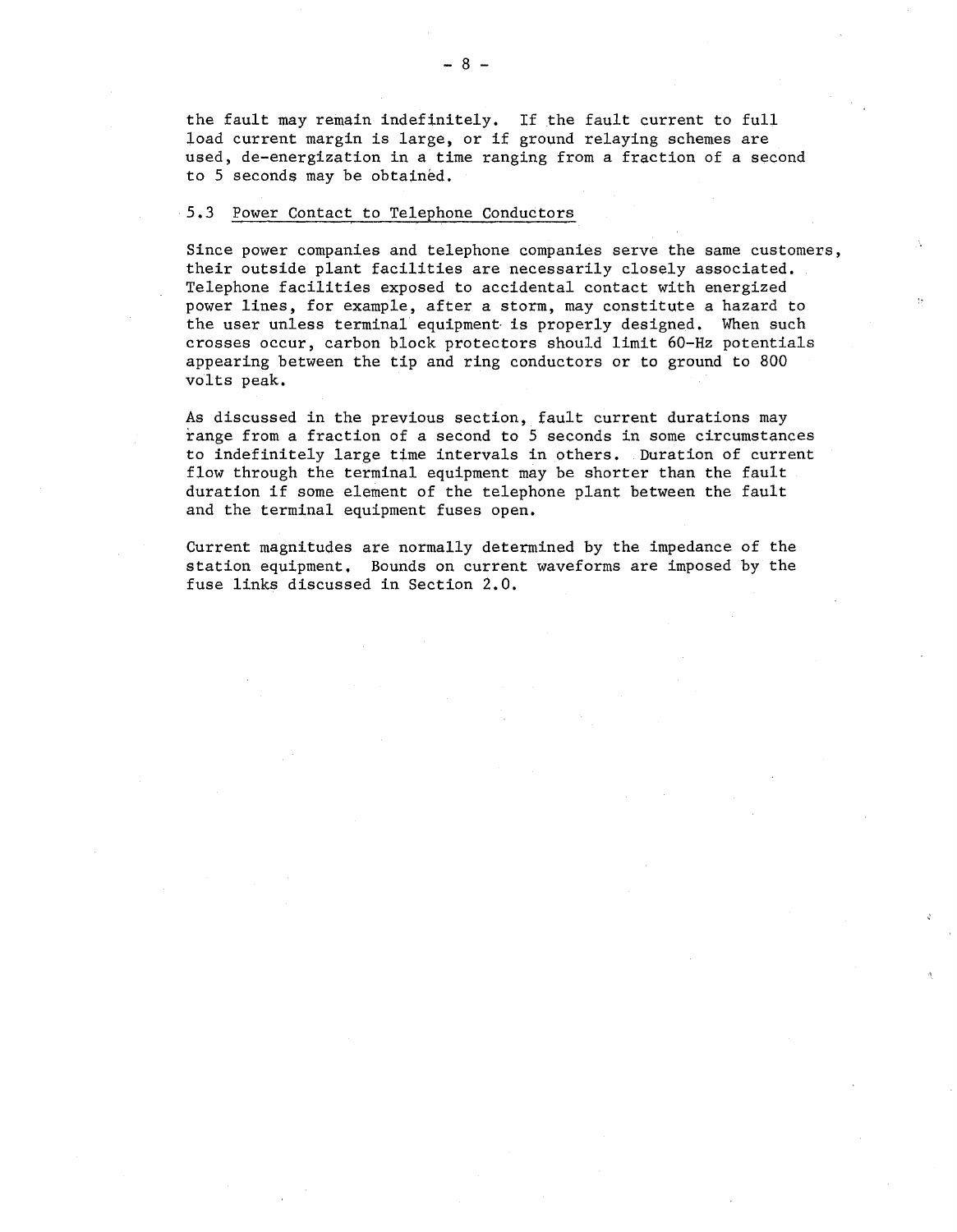the fault may remain indefinitely. If the fault current to full load current margin is large, or if ground relaying schemes are used, de-energization in a time ranging from a fraction of a second to 5 seconds may be obtained.

### 5.3 Power Contact to Telephone Conductors

Since power companies and telephone companies serve the same customers, their outside plant facilities are necessarily closely associated. Telephone facilities exposed to accidental contact with energized power lines, for example, after a storm, may constitute a hazard to the user unless terminal equipment is properly designed. When such crosses occur, carbon block protectors should limit 60-Hz potentials appearing between the tip and ring conductors or to ground to 800 volts peak.

As discussed in the previous section, fault current durations may range from a fraction of a second to 5 seconds in some circumstances to indefinitely large time intervals in others. Duration of current flow through the terminal equipment may be shorter than the fault duration if some element of the telephone plant between the fault and the terminal equipment fuses open.

Current magnitudes are normally determined by the impedance of the station equipment. Bounds on current waveforms are imposed by the fuse links discussed in Section 2.0.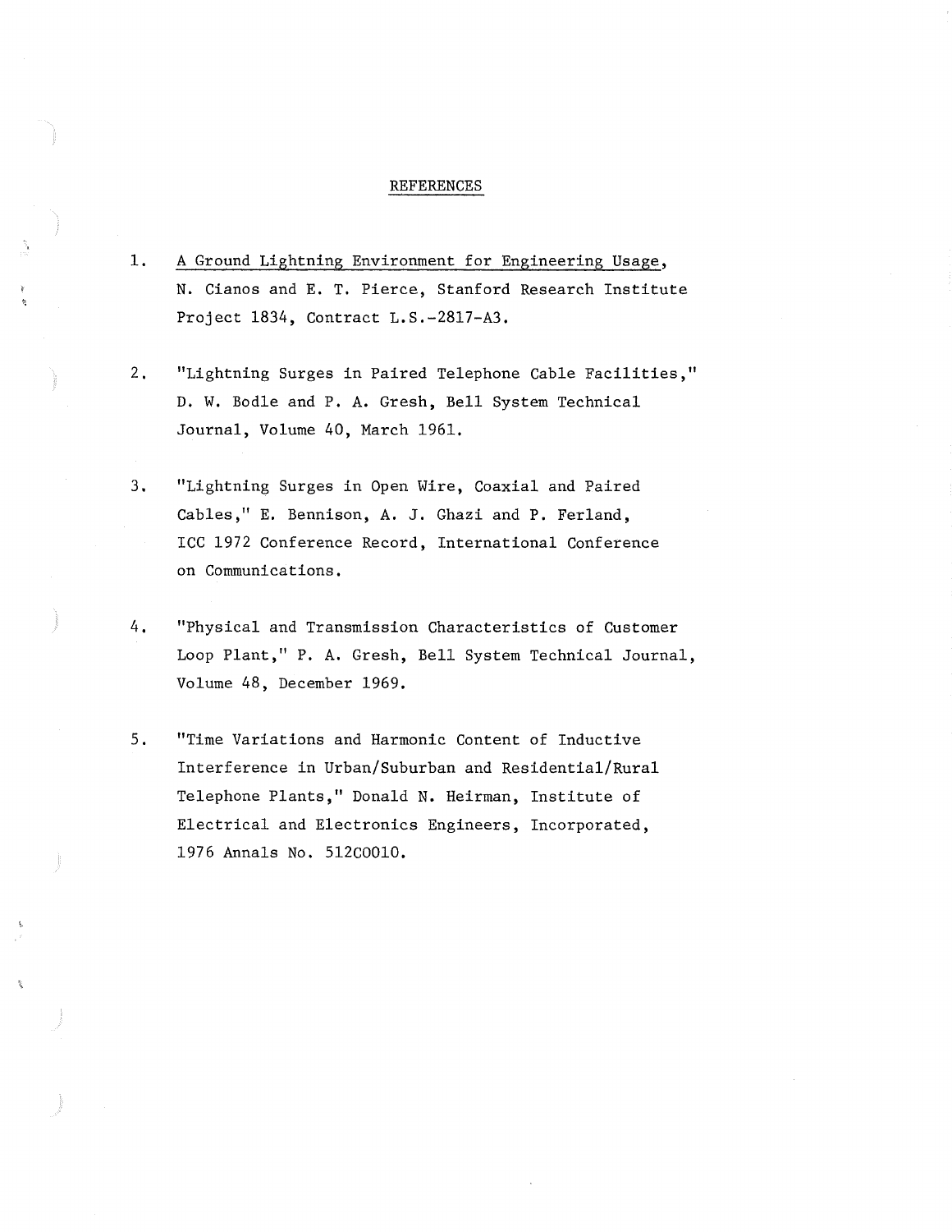## REFERENCES

1. A Ground Lightning Environment for Engineering Usage, N. Cianos and E. T. Pierce, Stanford Research Institute Project 1834, Contract L.S.-2817-A3.

2. "Lightning Surges in Paired Telephone Cable Facilities," D. W. Bodle and P. A. Gresh, Bell System Technical Journal, Volume 40, March 1961.

3. "Lightning Surges in Open Wire, Coaxial and Paired Cables," E. Bennison, A. J. Ghazi and P. Ferland, ICC 1972 Conference Record, International Conference on Communications.

4. "Physical and Transmission Characteristics of Customer Loop Plant," P. A. Gresh, Bell System Technical Journal, Volume 48, December 1969.

5. "Time Variations and Harmonic Content of Inductive Interference in Urban/Suburban and Residential/Rural Telephone Plants," Donald N. Heirman, Institute of Electrical and Electronics Engineers, Incorporated, 1976 Annals No. 512CO010.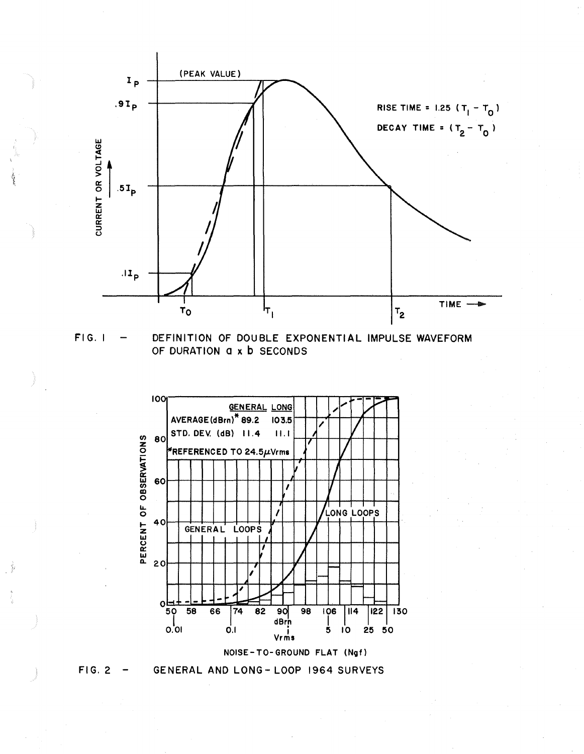(PEAK VALUE)

$I_P$

$.9I_P$

$.5I_P$

$.1I_P$

CURRENT OR VOLTAGE

RISE TIME = 1.25 ($T_1 - T_0$)

DECAY TIME = ($T_2 - T_0$)

$T_0$ $T_1$ $T_2$

TIME

FIG. 1 — DEFINITION OF DOUBLE EXPONENTIAL IMPULSE WAVEFORM OF DURATION a x b SECONDS

| | GENERAL | LONG |
|---|---|---|
| AVERAGE (dBrn)* | 89.2 | 103.5 |
| STD. DEV. (dB) | 11.4 | 11.1 |

*REFERENCED TO 24.5μVrms

PERCENT OF OBSERVATIONS

0 20 40 60 80 100

GENERAL LOOPS

LONG LOOPS

50 58 66 74 82 90 98 106 114 122 130

dBrn

0.01 0.1 1 5 10 25 50

Vrms

NOISE-TO-GROUND FLAT (Ngf)

FIG. 2 — GENERAL AND LONG-LOOP 1964 SURVEYS